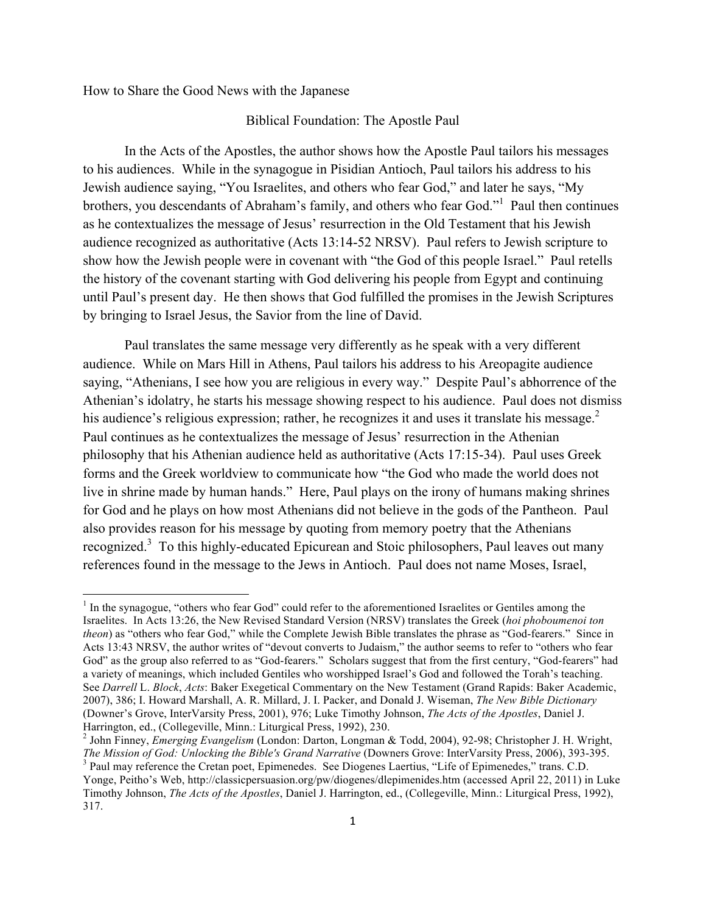# How to Share the Good News with the Japanese

## Biblical Foundation: The Apostle Paul

In the Acts of the Apostles, the author shows how the Apostle Paul tailors his messages to his audiences. While in the synagogue in Pisidian Antioch, Paul tailors his address to his Jewish audience saying, "You Israelites, and others who fear God," and later he says, "My brothers, you descendants of Abraham's family, and others who fear God."[1] Paul then continues as he contextualizes the message of Jesus' resurrection in the Old Testament that his Jewish audience recognized as authoritative (Acts 13:14-52 NRSV). Paul refers to Jewish scripture to show how the Jewish people were in covenant with "the God of this people Israel." Paul retells the history of the covenant starting with God delivering his people from Egypt and continuing until Paul's present day. He then shows that God fulfilled the promises in the Jewish Scriptures by bringing to Israel Jesus, the Savior from the line of David.

Paul translates the same message very differently as he speak with a very different audience. While on Mars Hill in Athens, Paul tailors his address to his Areopagite audience saying, "Athenians, I see how you are religious in every way." Despite Paul's abhorrence of the Athenian's idolatry, he starts his message showing respect to his audience. Paul does not dismiss his audience's religious expression; rather, he recognizes it and uses it translate his message.[2] Paul continues as he contextualizes the message of Jesus' resurrection in the Athenian philosophy that his Athenian audience held as authoritative (Acts 17:15-34). Paul uses Greek forms and the Greek worldview to communicate how "the God who made the world does not live in shrine made by human hands." Here, Paul plays on the irony of humans making shrines for God and he plays on how most Athenians did not believe in the gods of the Pantheon. Paul also provides reason for his message by quoting from memory poetry that the Athenians recognized.[3] To this highly-educated Epicurean and Stoic philosophers, Paul leaves out many references found in the message to the Jews in Antioch. Paul does not name Moses, Israel,

---

[1] In the synagogue, "others who fear God" could refer to the aforementioned Israelites or Gentiles among the Israelites. In Acts 13:26, the New Revised Standard Version (NRSV) translates the Greek (*hoi phoboumenoi ton theon*) as "others who fear God," while the Complete Jewish Bible translates the phrase as "God-fearers." Since in Acts 13:43 NRSV, the author writes of "devout converts to Judaism," the author seems to refer to "others who fear God" as the group also referred to as "God-fearers." Scholars suggest that from the first century, "God-fearers" had a variety of meanings, which included Gentiles who worshipped Israel's God and followed the Torah's teaching. See *Darrell* L. *Block*, *Acts*: Baker Exegetical Commentary on the New Testament (Grand Rapids: Baker Academic, 2007), 386; I. Howard Marshall, A. R. Millard, J. I. Packer, and Donald J. Wiseman, *The New Bible Dictionary* (Downer's Grove, InterVarsity Press, 2001), 976; Luke Timothy Johnson, *The Acts of the Apostles*, Daniel J. Harrington, ed., (Collegeville, Minn.: Liturgical Press, 1992), 230.

[2] John Finney, *Emerging Evangelism* (London: Darton, Longman & Todd, 2004), 92-98; Christopher J. H. Wright, *The Mission of God: Unlocking the Bible's Grand Narrative* (Downers Grove: InterVarsity Press, 2006), 393-395.

[3] Paul may reference the Cretan poet, Epimenedes. See Diogenes Laertius, "Life of Epimenedes," trans. C.D. Yonge, Peitho's Web, http://classicpersuasion.org/pw/diogenes/dlepimenides.htm (accessed April 22, 2011) in Luke Timothy Johnson, *The Acts of the Apostles*, Daniel J. Harrington, ed., (Collegeville, Minn.: Liturgical Press, 1992), 317.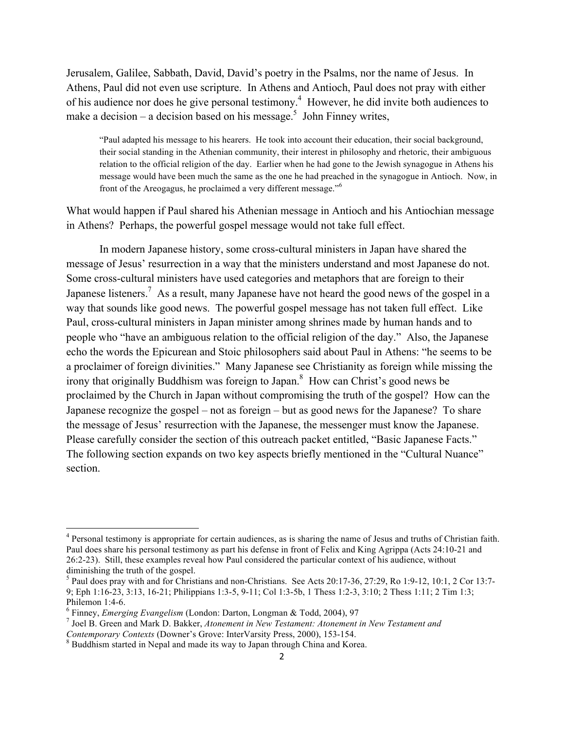Jerusalem, Galilee, Sabbath, David, David's poetry in the Psalms, nor the name of Jesus. In Athens, Paul did not even use scripture. In Athens and Antioch, Paul does not pray with either of his audience nor does he give personal testimony.[4] However, he did invite both audiences to make a decision – a decision based on his message.[5] John Finney writes,

> "Paul adapted his message to his hearers. He took into account their education, their social background, their social standing in the Athenian community, their interest in philosophy and rhetoric, their ambiguous relation to the official religion of the day. Earlier when he had gone to the Jewish synagogue in Athens his message would have been much the same as the one he had preached in the synagogue in Antioch. Now, in front of the Areogagus, he proclaimed a very different message."[6]

What would happen if Paul shared his Athenian message in Antioch and his Antiochian message in Athens? Perhaps, the powerful gospel message would not take full effect.

In modern Japanese history, some cross-cultural ministers in Japan have shared the message of Jesus' resurrection in a way that the ministers understand and most Japanese do not. Some cross-cultural ministers have used categories and metaphors that are foreign to their Japanese listeners.[7] As a result, many Japanese have not heard the good news of the gospel in a way that sounds like good news. The powerful gospel message has not taken full effect. Like Paul, cross-cultural ministers in Japan minister among shrines made by human hands and to people who "have an ambiguous relation to the official religion of the day." Also, the Japanese echo the words the Epicurean and Stoic philosophers said about Paul in Athens: "he seems to be a proclaimer of foreign divinities." Many Japanese see Christianity as foreign while missing the irony that originally Buddhism was foreign to Japan.[8] How can Christ's good news be proclaimed by the Church in Japan without compromising the truth of the gospel? How can the Japanese recognize the gospel – not as foreign – but as good news for the Japanese? To share the message of Jesus' resurrection with the Japanese, the messenger must know the Japanese. Please carefully consider the section of this outreach packet entitled, "Basic Japanese Facts." The following section expands on two key aspects briefly mentioned in the "Cultural Nuance" section.

---

[4] Personal testimony is appropriate for certain audiences, as is sharing the name of Jesus and truths of Christian faith. Paul does share his personal testimony as part his defense in front of Felix and King Agrippa (Acts 24:10-21 and 26:2-23). Still, these examples reveal how Paul considered the particular context of his audience, without diminishing the truth of the gospel.

[5] Paul does pray with and for Christians and non-Christians. See Acts 20:17-36, 27:29, Ro 1:9-12, 10:1, 2 Cor 13:7-9; Eph 1:16-23, 3:13, 16-21; Philippians 1:3-5, 9-11; Col 1:3-5b, 1 Thess 1:2-3, 3:10; 2 Thess 1:11; 2 Tim 1:3; Philemon 1:4-6.

[6] Finney, *Emerging Evangelism* (London: Darton, Longman & Todd, 2004), 97

[7] Joel B. Green and Mark D. Bakker, *Atonement in New Testament: Atonement in New Testament and Contemporary Contexts* (Downer's Grove: InterVarsity Press, 2000), 153-154.

[8] Buddhism started in Nepal and made its way to Japan through China and Korea.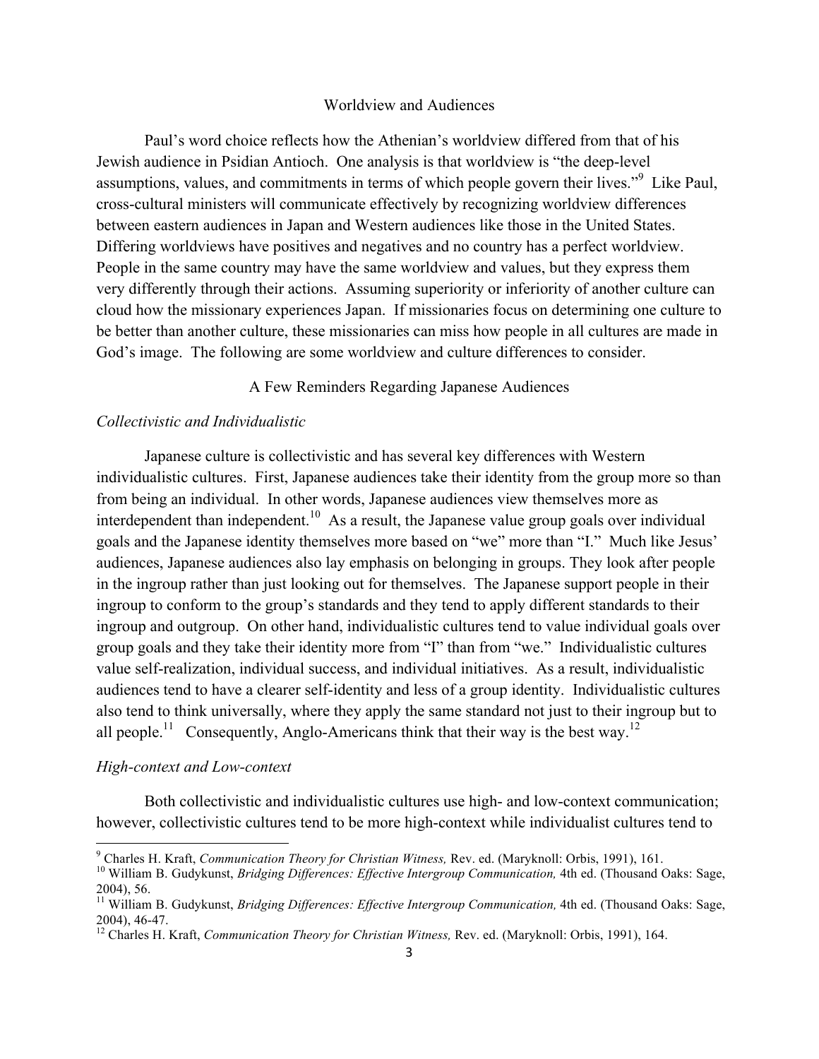## Worldview and Audiences

Paul's word choice reflects how the Athenian's worldview differed from that of his Jewish audience in Psidian Antioch. One analysis is that worldview is "the deep-level assumptions, values, and commitments in terms of which people govern their lives."[9] Like Paul, cross-cultural ministers will communicate effectively by recognizing worldview differences between eastern audiences in Japan and Western audiences like those in the United States. Differing worldviews have positives and negatives and no country has a perfect worldview. People in the same country may have the same worldview and values, but they express them very differently through their actions. Assuming superiority or inferiority of another culture can cloud how the missionary experiences Japan. If missionaries focus on determining one culture to be better than another culture, these missionaries can miss how people in all cultures are made in God's image. The following are some worldview and culture differences to consider.

## A Few Reminders Regarding Japanese Audiences

### *Collectivistic and Individualistic*

Japanese culture is collectivistic and has several key differences with Western individualistic cultures. First, Japanese audiences take their identity from the group more so than from being an individual. In other words, Japanese audiences view themselves more as interdependent than independent.[10] As a result, the Japanese value group goals over individual goals and the Japanese identity themselves more based on "we" more than "I." Much like Jesus' audiences, Japanese audiences also lay emphasis on belonging in groups. They look after people in the ingroup rather than just looking out for themselves. The Japanese support people in their ingroup to conform to the group's standards and they tend to apply different standards to their ingroup and outgroup. On other hand, individualistic cultures tend to value individual goals over group goals and they take their identity more from "I" than from "we." Individualistic cultures value self-realization, individual success, and individual initiatives. As a result, individualistic audiences tend to have a clearer self-identity and less of a group identity. Individualistic cultures also tend to think universally, where they apply the same standard not just to their ingroup but to all people.[11] Consequently, Anglo-Americans think that their way is the best way.[12]

### *High-context and Low-context*

Both collectivistic and individualistic cultures use high- and low-context communication; however, collectivistic cultures tend to be more high-context while individualist cultures tend to

---

[9] Charles H. Kraft, *Communication Theory for Christian Witness,* Rev. ed. (Maryknoll: Orbis, 1991), 161.

[10] William B. Gudykunst, *Bridging Differences: Effective Intergroup Communication,* 4th ed. (Thousand Oaks: Sage, 2004), 56.

[11] William B. Gudykunst, *Bridging Differences: Effective Intergroup Communication,* 4th ed. (Thousand Oaks: Sage, 2004), 46-47.

[12] Charles H. Kraft, *Communication Theory for Christian Witness,* Rev. ed. (Maryknoll: Orbis, 1991), 164.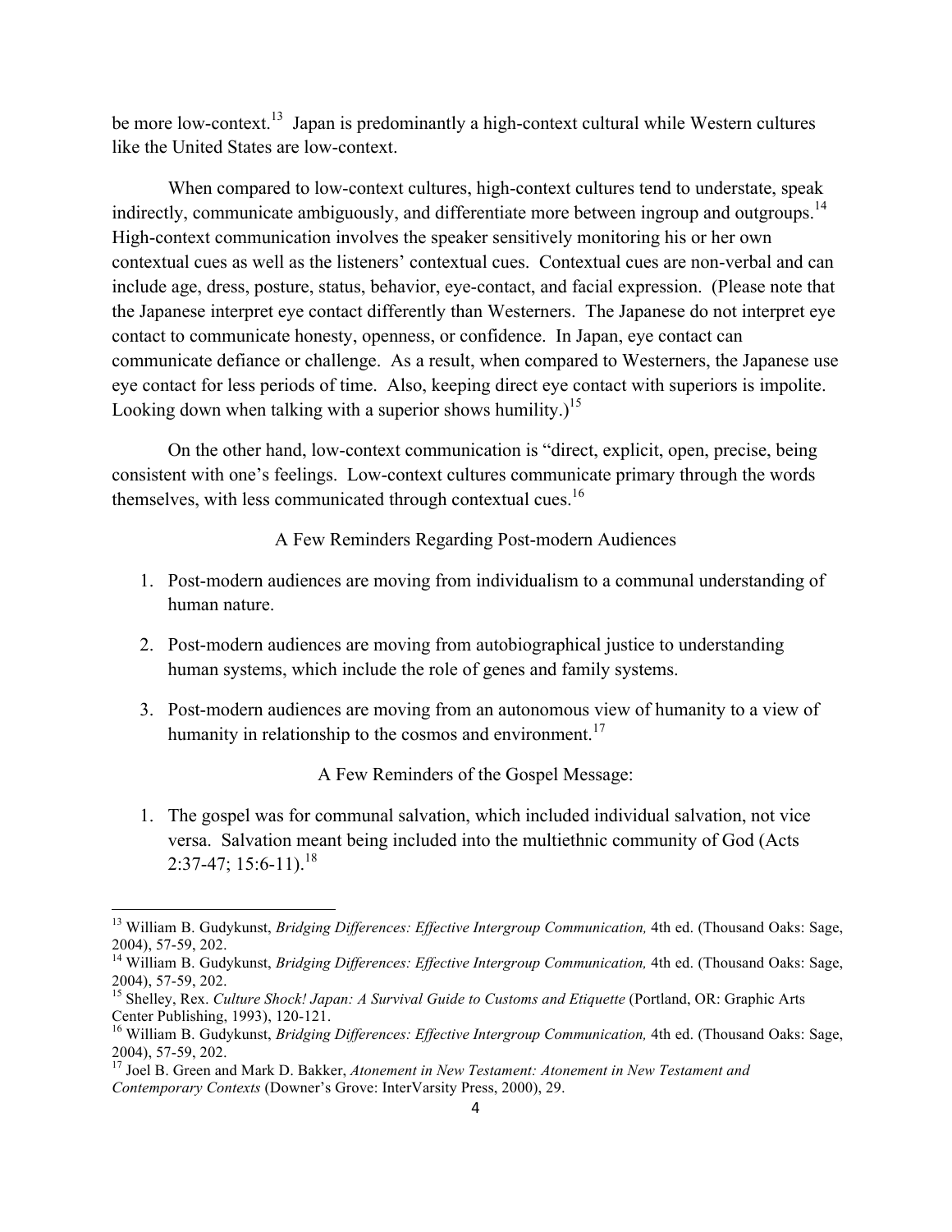be more low-context.[13] Japan is predominantly a high-context cultural while Western cultures like the United States are low-context.

When compared to low-context cultures, high-context cultures tend to understate, speak indirectly, communicate ambiguously, and differentiate more between ingroup and outgroups.[14] High-context communication involves the speaker sensitively monitoring his or her own contextual cues as well as the listeners' contextual cues. Contextual cues are non-verbal and can include age, dress, posture, status, behavior, eye-contact, and facial expression. (Please note that the Japanese interpret eye contact differently than Westerners. The Japanese do not interpret eye contact to communicate honesty, openness, or confidence. In Japan, eye contact can communicate defiance or challenge. As a result, when compared to Westerners, the Japanese use eye contact for less periods of time. Also, keeping direct eye contact with superiors is impolite. Looking down when talking with a superior shows humility.)[15]

On the other hand, low-context communication is "direct, explicit, open, precise, being consistent with one's feelings. Low-context cultures communicate primary through the words themselves, with less communicated through contextual cues.[16]

A Few Reminders Regarding Post-modern Audiences

1. Post-modern audiences are moving from individualism to a communal understanding of human nature.

2. Post-modern audiences are moving from autobiographical justice to understanding human systems, which include the role of genes and family systems.

3. Post-modern audiences are moving from an autonomous view of humanity to a view of humanity in relationship to the cosmos and environment.[17]

A Few Reminders of the Gospel Message:

1. The gospel was for communal salvation, which included individual salvation, not vice versa. Salvation meant being included into the multiethnic community of God (Acts 2:37-47; 15:6-11).[18]

---

[13] William B. Gudykunst, *Bridging Differences: Effective Intergroup Communication,* 4th ed. (Thousand Oaks: Sage, 2004), 57-59, 202.

[14] William B. Gudykunst, *Bridging Differences: Effective Intergroup Communication,* 4th ed. (Thousand Oaks: Sage, 2004), 57-59, 202.

[15] Shelley, Rex. *Culture Shock! Japan: A Survival Guide to Customs and Etiquette* (Portland, OR: Graphic Arts Center Publishing, 1993), 120-121.

[16] William B. Gudykunst, *Bridging Differences: Effective Intergroup Communication,* 4th ed. (Thousand Oaks: Sage, 2004), 57-59, 202.

[17] Joel B. Green and Mark D. Bakker, *Atonement in New Testament: Atonement in New Testament and Contemporary Contexts* (Downer's Grove: InterVarsity Press, 2000), 29.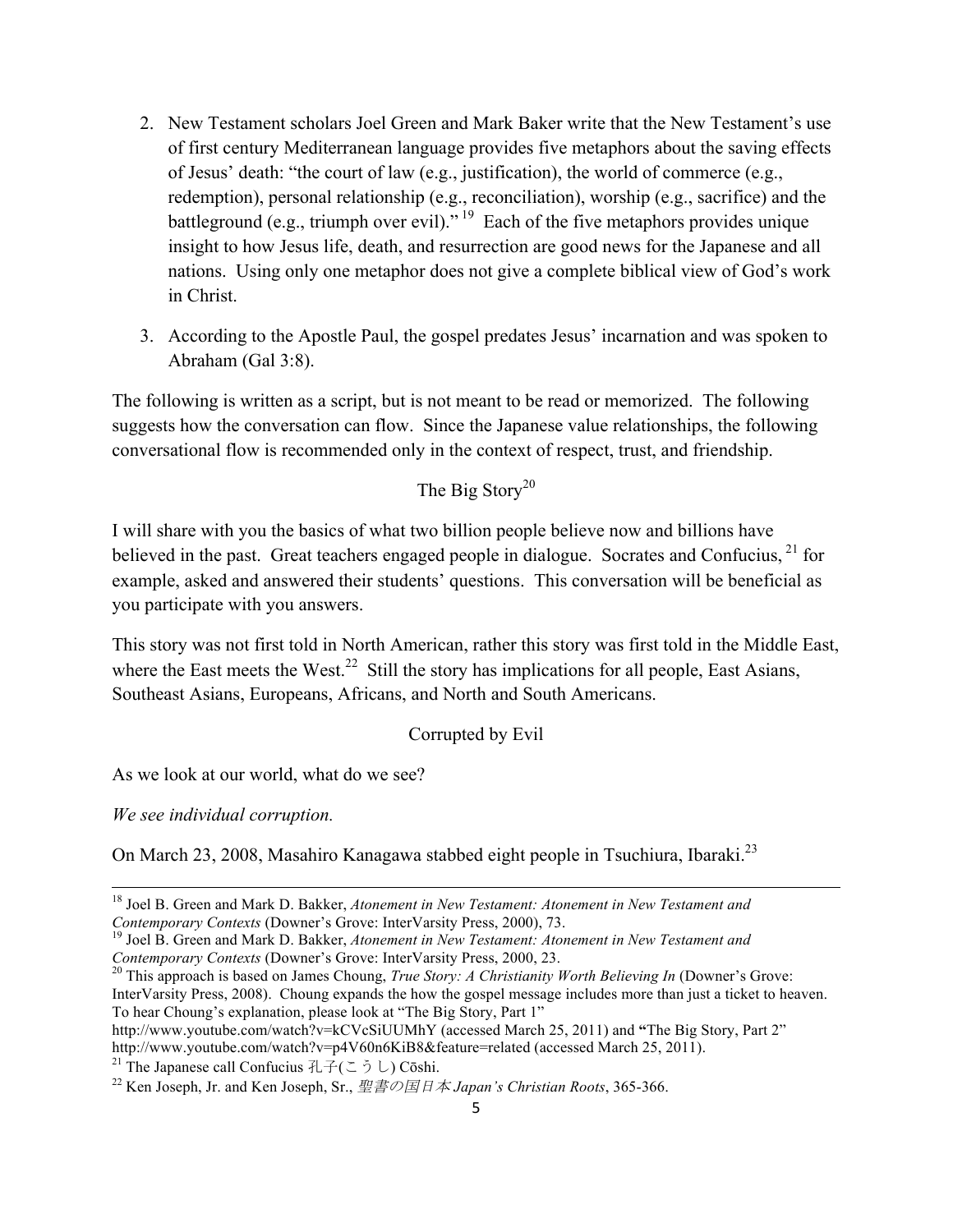2. New Testament scholars Joel Green and Mark Baker write that the New Testament's use of first century Mediterranean language provides five metaphors about the saving effects of Jesus' death: "the court of law (e.g., justification), the world of commerce (e.g., redemption), personal relationship (e.g., reconciliation), worship (e.g., sacrifice) and the battleground (e.g., triumph over evil)."[19] Each of the five metaphors provides unique insight to how Jesus life, death, and resurrection are good news for the Japanese and all nations. Using only one metaphor does not give a complete biblical view of God's work in Christ.

3. According to the Apostle Paul, the gospel predates Jesus' incarnation and was spoken to Abraham (Gal 3:8).

The following is written as a script, but is not meant to be read or memorized. The following suggests how the conversation can flow. Since the Japanese value relationships, the following conversational flow is recommended only in the context of respect, trust, and friendship.

## The Big Story[20]

I will share with you the basics of what two billion people believe now and billions have believed in the past. Great teachers engaged people in dialogue. Socrates and Confucius,[21] for example, asked and answered their students' questions. This conversation will be beneficial as you participate with you answers.

This story was not first told in North American, rather this story was first told in the Middle East, where the East meets the West.[22] Still the story has implications for all people, East Asians, Southeast Asians, Europeans, Africans, and North and South Americans.

### Corrupted by Evil

As we look at our world, what do we see?

*We see individual corruption.*

On March 23, 2008, Masahiro Kanagawa stabbed eight people in Tsuchiura, Ibaraki.[23]

---

[18] Joel B. Green and Mark D. Bakker, *Atonement in New Testament: Atonement in New Testament and Contemporary Contexts* (Downer's Grove: InterVarsity Press, 2000), 73.

[19] Joel B. Green and Mark D. Bakker, *Atonement in New Testament: Atonement in New Testament and Contemporary Contexts* (Downer's Grove: InterVarsity Press, 2000, 23.

[20] This approach is based on James Choung, *True Story: A Christianity Worth Believing In* (Downer's Grove: InterVarsity Press, 2008). Choung expands the how the gospel message includes more than just a ticket to heaven. To hear Choung's explanation, please look at "The Big Story, Part 1" http://www.youtube.com/watch?v=kCVcSiUUMhY (accessed March 25, 2011) and **"**The Big Story, Part 2" http://www.youtube.com/watch?v=p4V60n6KiB8&feature=related (accessed March 25, 2011).

[21] The Japanese call Confucius 孔子(こうし) Cōshi.

[22] Ken Joseph, Jr. and Ken Joseph, Sr., *聖書の国日本 Japan's Christian Roots*, 365-366.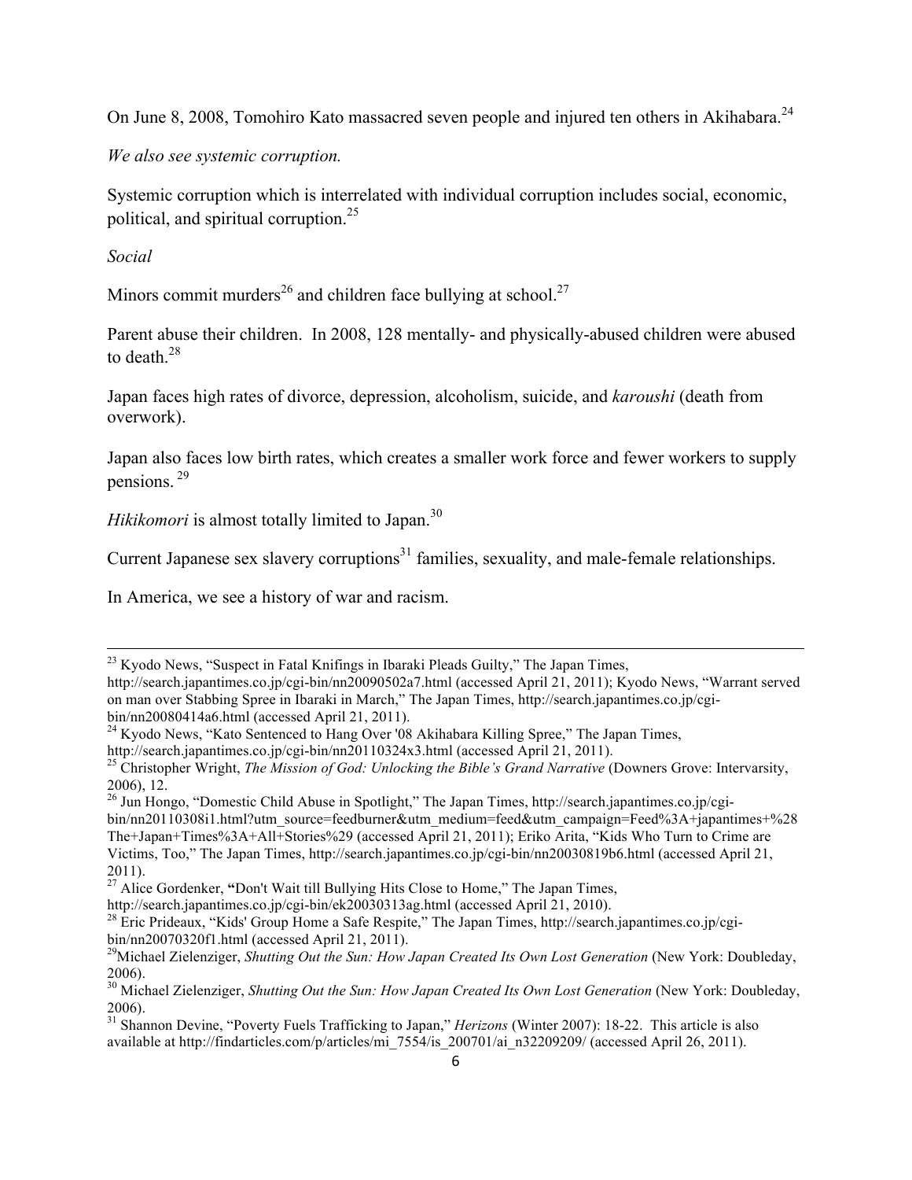On June 8, 2008, Tomohiro Kato massacred seven people and injured ten others in Akihabara.[24]

*We also see systemic corruption.*

Systemic corruption which is interrelated with individual corruption includes social, economic, political, and spiritual corruption.[25]

*Social*

Minors commit murders[26] and children face bullying at school.[27]

Parent abuse their children. In 2008, 128 mentally- and physically-abused children were abused to death.[28]

Japan faces high rates of divorce, depression, alcoholism, suicide, and *karoushi* (death from overwork).

Japan also faces low birth rates, which creates a smaller work force and fewer workers to supply pensions.[29]

*Hikikomori* is almost totally limited to Japan.[30]

Current Japanese sex slavery corruptions[31] families, sexuality, and male-female relationships.

In America, we see a history of war and racism.

---

[23] Kyodo News, "Suspect in Fatal Knifings in Ibaraki Pleads Guilty," The Japan Times, http://search.japantimes.co.jp/cgi-bin/nn20090502a7.html (accessed April 21, 2011); Kyodo News, "Warrant served on man over Stabbing Spree in Ibaraki in March," The Japan Times, http://search.japantimes.co.jp/cgi-bin/nn20080414a6.html (accessed April 21, 2011).

[24] Kyodo News, "Kato Sentenced to Hang Over '08 Akihabara Killing Spree," The Japan Times, http://search.japantimes.co.jp/cgi-bin/nn20110324x3.html (accessed April 21, 2011).

[25] Christopher Wright, *The Mission of God: Unlocking the Bible's Grand Narrative* (Downers Grove: Intervarsity, 2006), 12.

[26] Jun Hongo, "Domestic Child Abuse in Spotlight," The Japan Times, http://search.japantimes.co.jp/cgi-bin/nn20110308i1.html?utm_source=feedburner&utm_medium=feed&utm_campaign=Feed%3A+japantimes+%28The+Japan+Times%3A+All+Stories%29 (accessed April 21, 2011); Eriko Arita, "Kids Who Turn to Crime are Victims, Too," The Japan Times, http://search.japantimes.co.jp/cgi-bin/nn20030819b6.html (accessed April 21, 2011).

[27] Alice Gordenker, **"**Don't Wait till Bullying Hits Close to Home," The Japan Times, http://search.japantimes.co.jp/cgi-bin/ek20030313ag.html (accessed April 21, 2010).

[28] Eric Prideaux, "Kids' Group Home a Safe Respite," The Japan Times, http://search.japantimes.co.jp/cgi-bin/nn20070320f1.html (accessed April 21, 2011).

[29] Michael Zielenziger, *Shutting Out the Sun: How Japan Created Its Own Lost Generation* (New York: Doubleday, 2006).

[30] Michael Zielenziger, *Shutting Out the Sun: How Japan Created Its Own Lost Generation* (New York: Doubleday, 2006).

[31] Shannon Devine, "Poverty Fuels Trafficking to Japan," *Herizons* (Winter 2007): 18-22. This article is also available at http://findarticles.com/p/articles/mi_7554/is_200701/ai_n32209209/ (accessed April 26, 2011).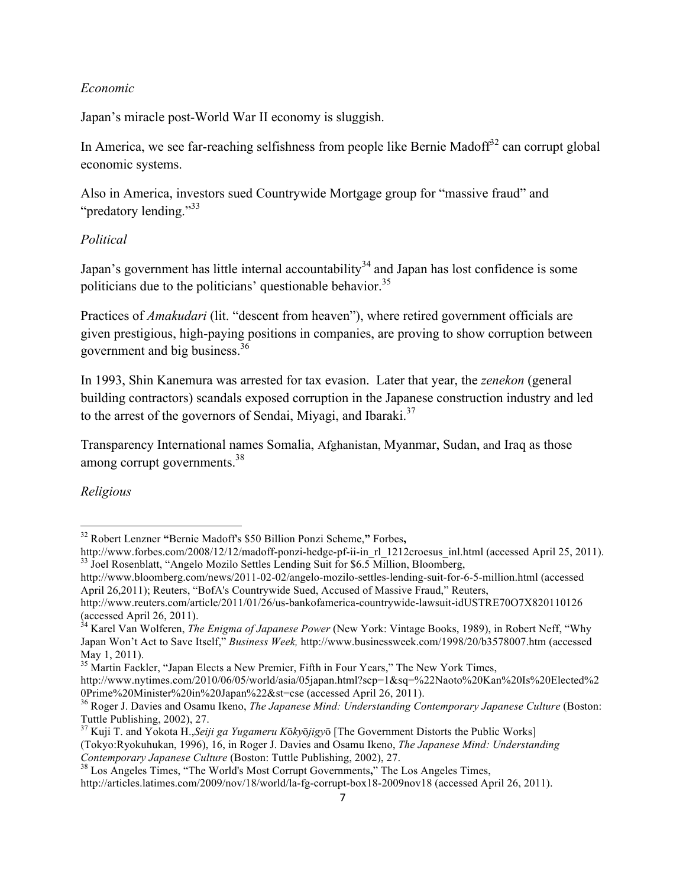*Economic*

Japan's miracle post-World War II economy is sluggish.

In America, we see far-reaching selfishness from people like Bernie Madoff[32] can corrupt global economic systems.

Also in America, investors sued Countrywide Mortgage group for "massive fraud" and "predatory lending."[33]

*Political*

Japan's government has little internal accountability[34] and Japan has lost confidence is some politicians due to the politicians' questionable behavior.[35]

Practices of *Amakudari* (lit. "descent from heaven"), where retired government officials are given prestigious, high-paying positions in companies, are proving to show corruption between government and big business.[36]

In 1993, Shin Kanemura was arrested for tax evasion. Later that year, the *zenekon* (general building contractors) scandals exposed corruption in the Japanese construction industry and led to the arrest of the governors of Sendai, Miyagi, and Ibaraki.[37]

Transparency International names Somalia, Afghanistan, Myanmar, Sudan, and Iraq as those among corrupt governments.[38]

*Religious*

---

[32] Robert Lenzner **"**Bernie Madoff's $50 Billion Ponzi Scheme,**"** Forbes**,** http://www.forbes.com/2008/12/12/madoff-ponzi-hedge-pf-ii-in_rl_1212croesus_inl.html (accessed April 25, 2011).

[33] Joel Rosenblatt, "Angelo Mozilo Settles Lending Suit for $6.5 Million, Bloomberg, http://www.bloomberg.com/news/2011-02-02/angelo-mozilo-settles-lending-suit-for-6-5-million.html (accessed April 26,2011); Reuters, "BofA's Countrywide Sued, Accused of Massive Fraud," Reuters, http://www.reuters.com/article/2011/01/26/us-bankofamerica-countrywide-lawsuit-idUSTRE70O7X820110126 (accessed April 26, 2011).

[34] Karel Van Wolferen, *The Enigma of Japanese Power* (New York: Vintage Books, 1989), in Robert Neff, "Why Japan Won't Act to Save Itself," *Business Week,* http://www.businessweek.com/1998/20/b3578007.htm (accessed May 1, 2011).

[35] Martin Fackler, "Japan Elects a New Premier, Fifth in Four Years," The New York Times, http://www.nytimes.com/2010/06/05/world/asia/05japan.html?scp=1&sq=%22Naoto%20Kan%20Is%20Elected%20Prime%20Minister%20in%20Japan%22&st=cse (accessed April 26, 2011).

[36] Roger J. Davies and Osamu Ikeno, *The Japanese Mind: Understanding Contemporary Japanese Culture* (Boston: Tuttle Publishing, 2002), 27.

[37] Kuji T. and Yokota H.,*Seiji ga Yugameru Kōkyōjigyō* [The Government Distorts the Public Works] (Tokyo:Ryokuhukan, 1996), 16, in Roger J. Davies and Osamu Ikeno, *The Japanese Mind: Understanding Contemporary Japanese Culture* (Boston: Tuttle Publishing, 2002), 27.

[38] Los Angeles Times, "The World's Most Corrupt Governments**,**" The Los Angeles Times, http://articles.latimes.com/2009/nov/18/world/la-fg-corrupt-box18-2009nov18 (accessed April 26, 2011).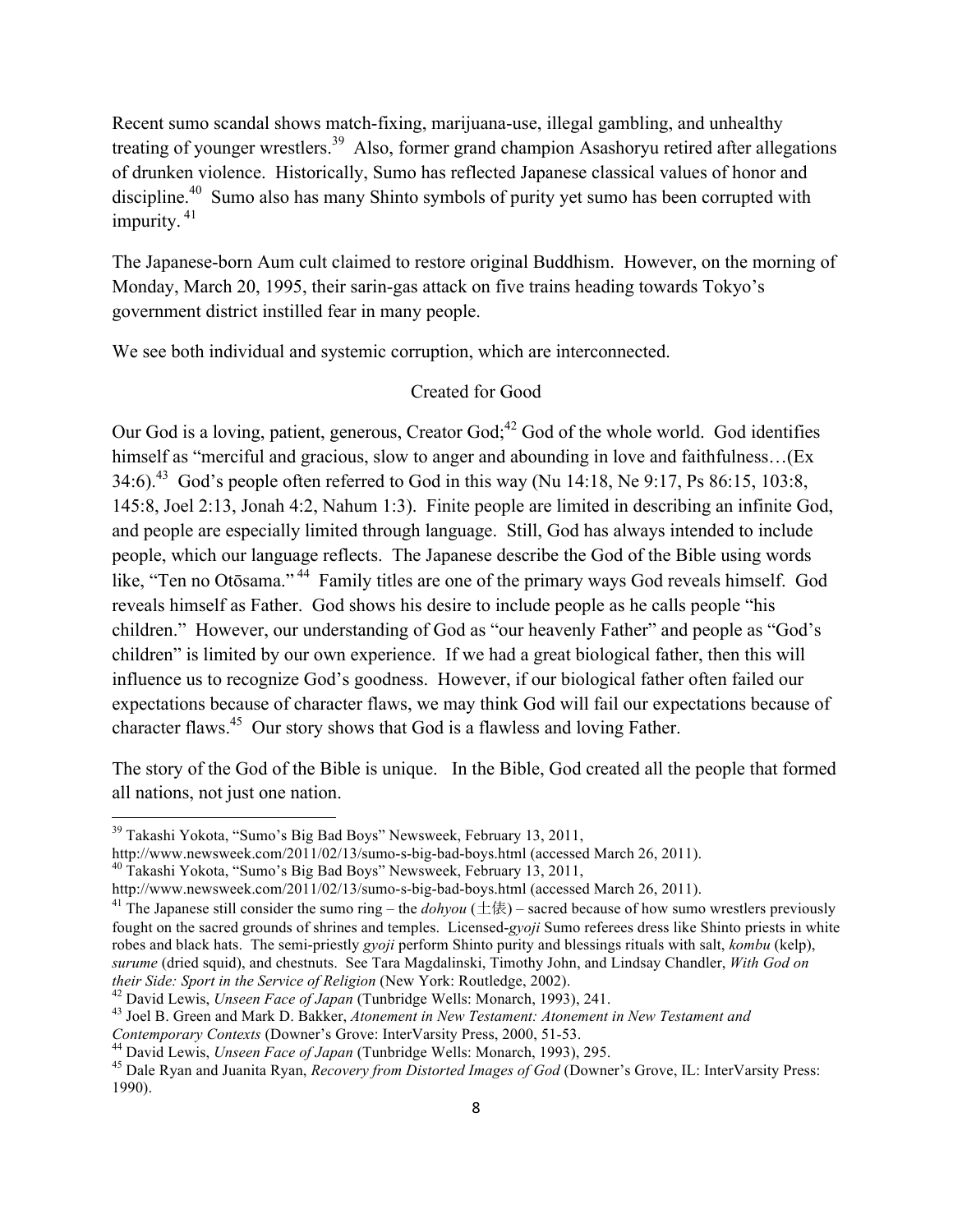Recent sumo scandal shows match-fixing, marijuana-use, illegal gambling, and unhealthy treating of younger wrestlers.[39] Also, former grand champion Asashoryu retired after allegations of drunken violence. Historically, Sumo has reflected Japanese classical values of honor and discipline.[40] Sumo also has many Shinto symbols of purity yet sumo has been corrupted with impurity.[41]

The Japanese-born Aum cult claimed to restore original Buddhism. However, on the morning of Monday, March 20, 1995, their sarin-gas attack on five trains heading towards Tokyo's government district instilled fear in many people.

We see both individual and systemic corruption, which are interconnected.

## Created for Good

Our God is a loving, patient, generous, Creator God;[42] God of the whole world. God identifies himself as "merciful and gracious, slow to anger and abounding in love and faithfulness…(Ex 34:6).[43] God's people often referred to God in this way (Nu 14:18, Ne 9:17, Ps 86:15, 103:8, 145:8, Joel 2:13, Jonah 4:2, Nahum 1:3). Finite people are limited in describing an infinite God, and people are especially limited through language. Still, God has always intended to include people, which our language reflects. The Japanese describe the God of the Bible using words like, "Ten no Otōsama."[44] Family titles are one of the primary ways God reveals himself. God reveals himself as Father. God shows his desire to include people as he calls people "his children." However, our understanding of God as "our heavenly Father" and people as "God's children" is limited by our own experience. If we had a great biological father, then this will influence us to recognize God's goodness. However, if our biological father often failed our expectations because of character flaws, we may think God will fail our expectations because of character flaws.[45] Our story shows that God is a flawless and loving Father.

The story of the God of the Bible is unique. In the Bible, God created all the people that formed all nations, not just one nation.

---

[39] Takashi Yokota, "Sumo's Big Bad Boys" Newsweek, February 13, 2011, http://www.newsweek.com/2011/02/13/sumo-s-big-bad-boys.html (accessed March 26, 2011).

[40] Takashi Yokota, "Sumo's Big Bad Boys" Newsweek, February 13, 2011, http://www.newsweek.com/2011/02/13/sumo-s-big-bad-boys.html (accessed March 26, 2011).

[41] The Japanese still consider the sumo ring – the *dohyou* (土俵) – sacred because of how sumo wrestlers previously fought on the sacred grounds of shrines and temples. Licensed-*gyoji* Sumo referees dress like Shinto priests in white robes and black hats. The semi-priestly *gyoji* perform Shinto purity and blessings rituals with salt, *kombu* (kelp), *surume* (dried squid), and chestnuts. See Tara Magdalinski, Timothy John, and Lindsay Chandler, *With God on their Side: Sport in the Service of Religion* (New York: Routledge, 2002).

[42] David Lewis, *Unseen Face of Japan* (Tunbridge Wells: Monarch, 1993), 241.

[43] Joel B. Green and Mark D. Bakker, *Atonement in New Testament: Atonement in New Testament and Contemporary Contexts* (Downer's Grove: InterVarsity Press, 2000, 51-53.

[44] David Lewis, *Unseen Face of Japan* (Tunbridge Wells: Monarch, 1993), 295.

[45] Dale Ryan and Juanita Ryan, *Recovery from Distorted Images of God* (Downer's Grove, IL: InterVarsity Press: 1990).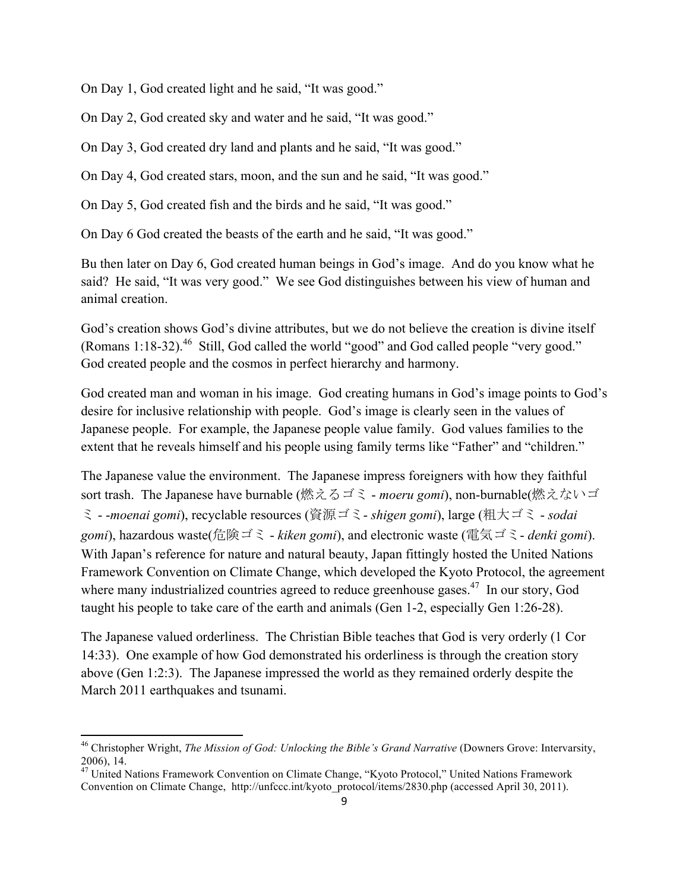On Day 1, God created light and he said, "It was good."

On Day 2, God created sky and water and he said, "It was good."

On Day 3, God created dry land and plants and he said, "It was good."

On Day 4, God created stars, moon, and the sun and he said, "It was good."

On Day 5, God created fish and the birds and he said, "It was good."

On Day 6 God created the beasts of the earth and he said, "It was good."

Bu then later on Day 6, God created human beings in God's image. And do you know what he said? He said, "It was very good." We see God distinguishes between his view of human and animal creation.

God's creation shows God's divine attributes, but we do not believe the creation is divine itself (Romans 1:18-32).[46] Still, God called the world "good" and God called people "very good." God created people and the cosmos in perfect hierarchy and harmony.

God created man and woman in his image. God creating humans in God's image points to God's desire for inclusive relationship with people. God's image is clearly seen in the values of Japanese people. For example, the Japanese people value family. God values families to the extent that he reveals himself and his people using family terms like "Father" and "children."

The Japanese value the environment. The Japanese impress foreigners with how they faithful sort trash. The Japanese have burnable (燃えるゴミ - *moeru gomi*), non-burnable(燃えないゴミ - -*moenai gomi*), recyclable resources (資源ゴミ - *shigen gomi*), large (粗大ゴミ - *sodai gomi*), hazardous waste(危険ゴミ - *kiken gomi*), and electronic waste (電気ゴミ - *denki gomi*). With Japan's reference for nature and natural beauty, Japan fittingly hosted the United Nations Framework Convention on Climate Change, which developed the Kyoto Protocol, the agreement where many industrialized countries agreed to reduce greenhouse gases.[47] In our story, God taught his people to take care of the earth and animals (Gen 1-2, especially Gen 1:26-28).

The Japanese valued orderliness. The Christian Bible teaches that God is very orderly (1 Cor 14:33). One example of how God demonstrated his orderliness is through the creation story above (Gen 1:2:3). The Japanese impressed the world as they remained orderly despite the March 2011 earthquakes and tsunami.

---

[46] Christopher Wright, *The Mission of God: Unlocking the Bible's Grand Narrative* (Downers Grove: Intervarsity, 2006), 14.

[47] United Nations Framework Convention on Climate Change, "Kyoto Protocol," United Nations Framework Convention on Climate Change, http://unfccc.int/kyoto_protocol/items/2830.php (accessed April 30, 2011).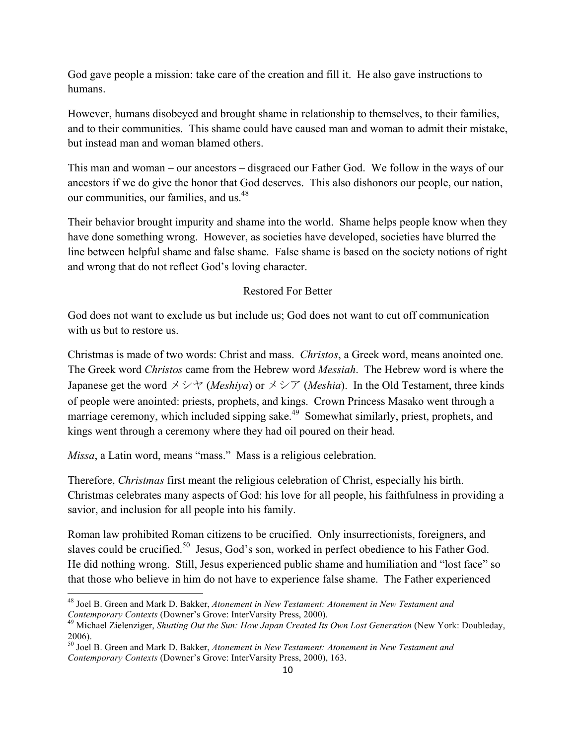God gave people a mission: take care of the creation and fill it. He also gave instructions to humans.

However, humans disobeyed and brought shame in relationship to themselves, to their families, and to their communities. This shame could have caused man and woman to admit their mistake, but instead man and woman blamed others.

This man and woman – our ancestors – disgraced our Father God. We follow in the ways of our ancestors if we do give the honor that God deserves. This also dishonors our people, our nation, our communities, our families, and us.[48]

Their behavior brought impurity and shame into the world. Shame helps people know when they have done something wrong. However, as societies have developed, societies have blurred the line between helpful shame and false shame. False shame is based on the society notions of right and wrong that do not reflect God's loving character.

## Restored For Better

God does not want to exclude us but include us; God does not want to cut off communication with us but to restore us.

Christmas is made of two words: Christ and mass. *Christos*, a Greek word, means anointed one. The Greek word *Christos* came from the Hebrew word *Messiah*. The Hebrew word is where the Japanese get the word メシヤ (*Meshiya*) or メシア (*Meshia*). In the Old Testament, three kinds of people were anointed: priests, prophets, and kings. Crown Princess Masako went through a marriage ceremony, which included sipping sake.[49] Somewhat similarly, priest, prophets, and kings went through a ceremony where they had oil poured on their head.

*Missa*, a Latin word, means "mass." Mass is a religious celebration.

Therefore, *Christmas* first meant the religious celebration of Christ, especially his birth. Christmas celebrates many aspects of God: his love for all people, his faithfulness in providing a savior, and inclusion for all people into his family.

Roman law prohibited Roman citizens to be crucified. Only insurrectionists, foreigners, and slaves could be crucified.[50] Jesus, God's son, worked in perfect obedience to his Father God. He did nothing wrong. Still, Jesus experienced public shame and humiliation and "lost face" so that those who believe in him do not have to experience false shame. The Father experienced

---

[48] Joel B. Green and Mark D. Bakker, *Atonement in New Testament: Atonement in New Testament and Contemporary Contexts* (Downer's Grove: InterVarsity Press, 2000).

[49] Michael Zielenziger, *Shutting Out the Sun: How Japan Created Its Own Lost Generation* (New York: Doubleday, 2006).

[50] Joel B. Green and Mark D. Bakker, *Atonement in New Testament: Atonement in New Testament and Contemporary Contexts* (Downer's Grove: InterVarsity Press, 2000), 163.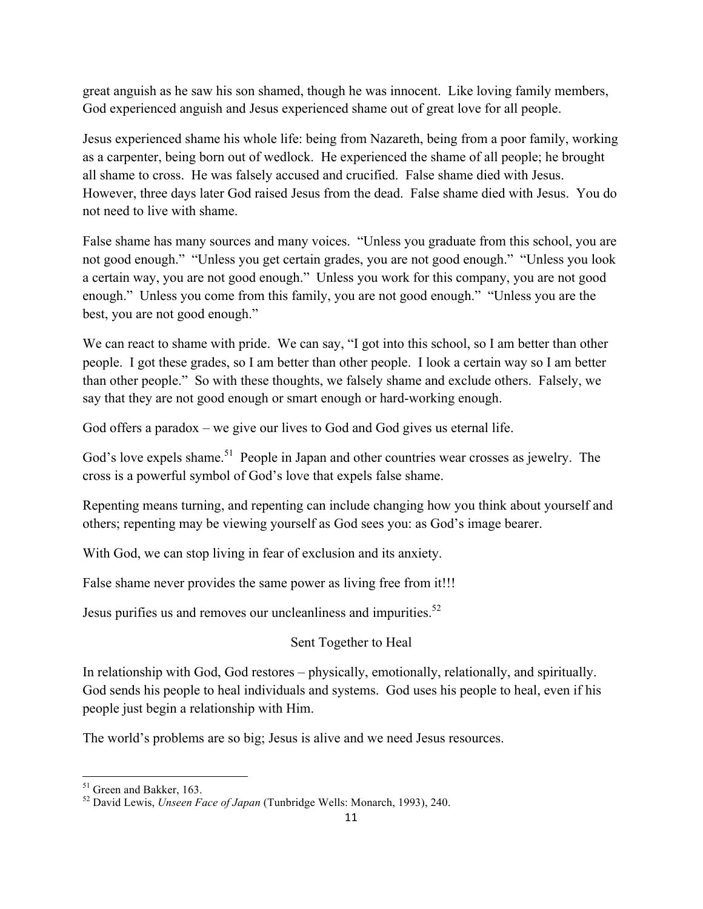great anguish as he saw his son shamed, though he was innocent. Like loving family members, God experienced anguish and Jesus experienced shame out of great love for all people.

Jesus experienced shame his whole life: being from Nazareth, being from a poor family, working as a carpenter, being born out of wedlock. He experienced the shame of all people; he brought all shame to cross. He was falsely accused and crucified. False shame died with Jesus. However, three days later God raised Jesus from the dead. False shame died with Jesus. You do not need to live with shame.

False shame has many sources and many voices. "Unless you graduate from this school, you are not good enough." "Unless you get certain grades, you are not good enough." "Unless you look a certain way, you are not good enough." Unless you work for this company, you are not good enough." Unless you come from this family, you are not good enough." "Unless you are the best, you are not good enough."

We can react to shame with pride. We can say, "I got into this school, so I am better than other people. I got these grades, so I am better than other people. I look a certain way so I am better than other people." So with these thoughts, we falsely shame and exclude others. Falsely, we say that they are not good enough or smart enough or hard-working enough.

God offers a paradox – we give our lives to God and God gives us eternal life.

God's love expels shame.[51] People in Japan and other countries wear crosses as jewelry. The cross is a powerful symbol of God's love that expels false shame.

Repenting means turning, and repenting can include changing how you think about yourself and others; repenting may be viewing yourself as God sees you: as God's image bearer.

With God, we can stop living in fear of exclusion and its anxiety.

False shame never provides the same power as living free from it!!!

Jesus purifies us and removes our uncleanliness and impurities.[52]

## Sent Together to Heal

In relationship with God, God restores – physically, emotionally, relationally, and spiritually. God sends his people to heal individuals and systems. God uses his people to heal, even if his people just begin a relationship with Him.

The world's problems are so big; Jesus is alive and we need Jesus resources.

---

[51] Green and Bakker, 163.

[52] David Lewis, *Unseen Face of Japan* (Tunbridge Wells: Monarch, 1993), 240.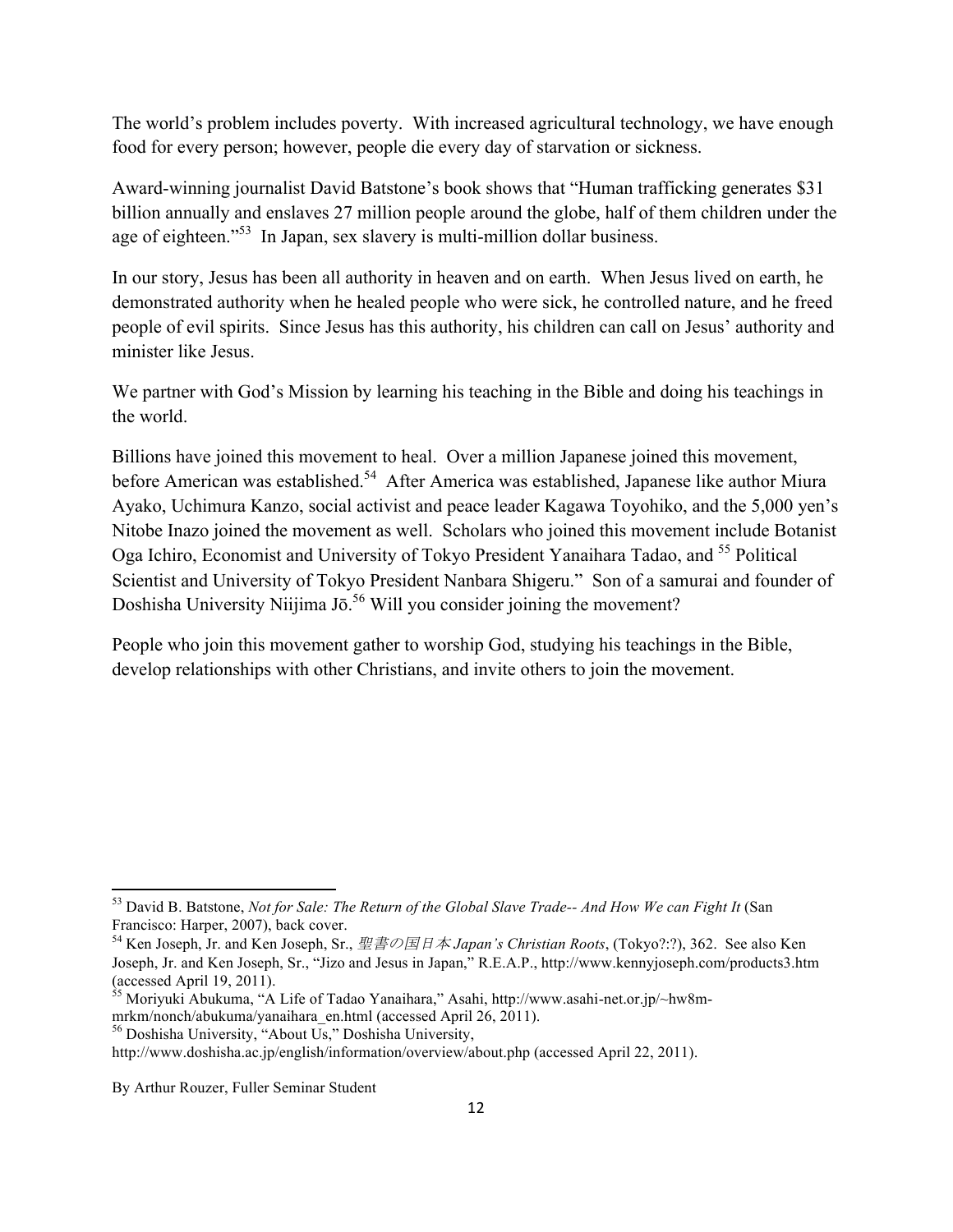The world's problem includes poverty. With increased agricultural technology, we have enough food for every person; however, people die every day of starvation or sickness.

Award-winning journalist David Batstone's book shows that "Human trafficking generates $31 billion annually and enslaves 27 million people around the globe, half of them children under the age of eighteen."[53] In Japan, sex slavery is multi-million dollar business.

In our story, Jesus has been all authority in heaven and on earth. When Jesus lived on earth, he demonstrated authority when he healed people who were sick, he controlled nature, and he freed people of evil spirits. Since Jesus has this authority, his children can call on Jesus' authority and minister like Jesus.

We partner with God's Mission by learning his teaching in the Bible and doing his teachings in the world.

Billions have joined this movement to heal. Over a million Japanese joined this movement, before American was established.[54] After America was established, Japanese like author Miura Ayako, Uchimura Kanzo, social activist and peace leader Kagawa Toyohiko, and the 5,000 yen's Nitobe Inazo joined the movement as well. Scholars who joined this movement include Botanist Oga Ichiro, Economist and University of Tokyo President Yanaihara Tadao, and [55] Political Scientist and University of Tokyo President Nanbara Shigeru." Son of a samurai and founder of Doshisha University Niijima Jō.[56] Will you consider joining the movement?

People who join this movement gather to worship God, studying his teachings in the Bible, develop relationships with other Christians, and invite others to join the movement.

---

[53] David B. Batstone, *Not for Sale: The Return of the Global Slave Trade-- And How We can Fight It* (San Francisco: Harper, 2007), back cover.

[54] Ken Joseph, Jr. and Ken Joseph, Sr., *聖書の国日本 Japan's Christian Roots*, (Tokyo?:?), 362. See also Ken Joseph, Jr. and Ken Joseph, Sr., "Jizo and Jesus in Japan," R.E.A.P., http://www.kennyjoseph.com/products3.htm (accessed April 19, 2011).

[55] Moriyuki Abukuma, "A Life of Tadao Yanaihara," Asahi, http://www.asahi-net.or.jp/~hw8m-mrkm/nonch/abukuma/yanaihara_en.html (accessed April 26, 2011).

[56] Doshisha University, "About Us," Doshisha University, http://www.doshisha.ac.jp/english/information/overview/about.php (accessed April 22, 2011).

By Arthur Rouzer, Fuller Seminar Student